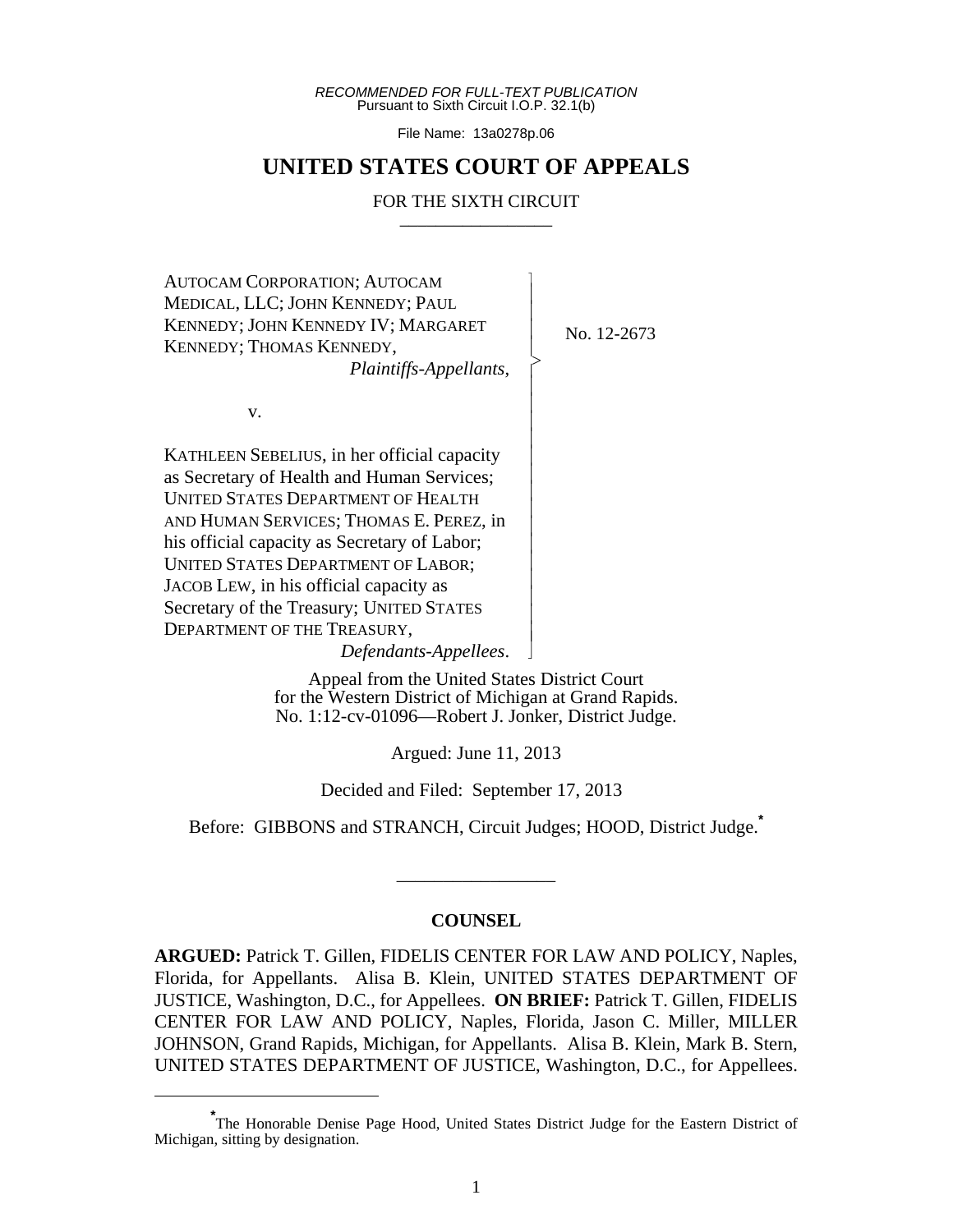*RECOMMENDED FOR FULL-TEXT PUBLICATION*
Pursuant to Sixth Circuit I.O.P. 32.1(b)

File Name: 13a0278p.06

# UNITED STATES COURT OF APPEALS

FOR THE SIXTH CIRCUIT

---

AUTOCAM CORPORATION; AUTOCAM MEDICAL, LLC; JOHN KENNEDY; PAUL KENNEDY; JOHN KENNEDY IV; MARGARET KENNEDY; THOMAS KENNEDY,
*Plaintiffs-Appellants*,

v.

KATHLEEN SEBELIUS, in her official capacity as Secretary of Health and Human Services; UNITED STATES DEPARTMENT OF HEALTH AND HUMAN SERVICES; THOMAS E. PEREZ, in his official capacity as Secretary of Labor; UNITED STATES DEPARTMENT OF LABOR; JACOB LEW, in his official capacity as Secretary of the Treasury; UNITED STATES DEPARTMENT OF THE TREASURY,
*Defendants-Appellees*.

No. 12-2673

Appeal from the United States District Court for the Western District of Michigan at Grand Rapids.
No. 1:12-cv-01096—Robert J. Jonker, District Judge.

Argued: June 11, 2013

Decided and Filed: September 17, 2013

Before: GIBBONS and STRANCH, Circuit Judges; HOOD, District Judge.*

---

## COUNSEL

**ARGUED:** Patrick T. Gillen, FIDELIS CENTER FOR LAW AND POLICY, Naples, Florida, for Appellants. Alisa B. Klein, UNITED STATES DEPARTMENT OF JUSTICE, Washington, D.C., for Appellees. **ON BRIEF:** Patrick T. Gillen, FIDELIS CENTER FOR LAW AND POLICY, Naples, Florida, Jason C. Miller, MILLER JOHNSON, Grand Rapids, Michigan, for Appellants. Alisa B. Klein, Mark B. Stern, UNITED STATES DEPARTMENT OF JUSTICE, Washington, D.C., for Appellees.

---

*The Honorable Denise Page Hood, United States District Judge for the Eastern District of Michigan, sitting by designation.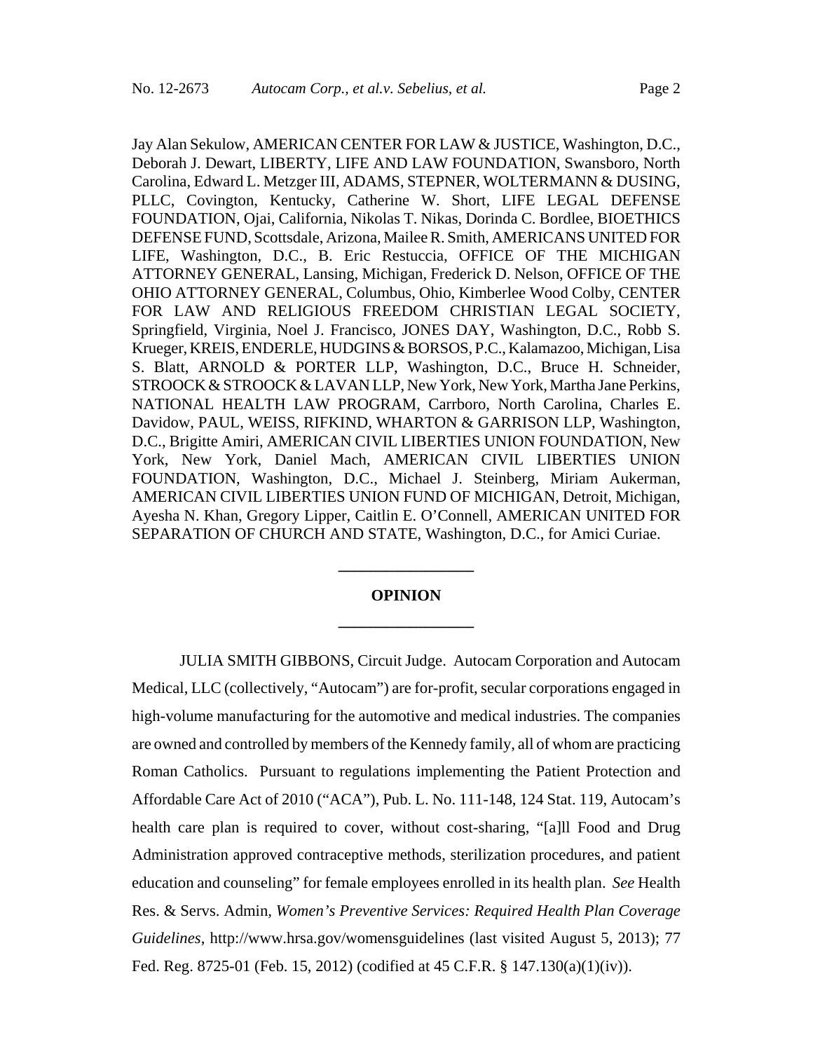Jay Alan Sekulow, AMERICAN CENTER FOR LAW & JUSTICE, Washington, D.C., Deborah J. Dewart, LIBERTY, LIFE AND LAW FOUNDATION, Swansboro, North Carolina, Edward L. Metzger III, ADAMS, STEPNER, WOLTERMANN & DUSING, PLLC, Covington, Kentucky, Catherine W. Short, LIFE LEGAL DEFENSE FOUNDATION, Ojai, California, Nikolas T. Nikas, Dorinda C. Bordlee, BIOETHICS DEFENSE FUND, Scottsdale, Arizona, Mailee R. Smith, AMERICANS UNITED FOR LIFE, Washington, D.C., B. Eric Restuccia, OFFICE OF THE MICHIGAN ATTORNEY GENERAL, Lansing, Michigan, Frederick D. Nelson, OFFICE OF THE OHIO ATTORNEY GENERAL, Columbus, Ohio, Kimberlee Wood Colby, CENTER FOR LAW AND RELIGIOUS FREEDOM CHRISTIAN LEGAL SOCIETY, Springfield, Virginia, Noel J. Francisco, JONES DAY, Washington, D.C., Robb S. Krueger, KREIS, ENDERLE, HUDGINS & BORSOS, P.C., Kalamazoo, Michigan, Lisa S. Blatt, ARNOLD & PORTER LLP, Washington, D.C., Bruce H. Schneider, STROOCK & STROOCK & LAVAN LLP, New York, New York, Martha Jane Perkins, NATIONAL HEALTH LAW PROGRAM, Carrboro, North Carolina, Charles E. Davidow, PAUL, WEISS, RIFKIND, WHARTON & GARRISON LLP, Washington, D.C., Brigitte Amiri, AMERICAN CIVIL LIBERTIES UNION FOUNDATION, New York, New York, Daniel Mach, AMERICAN CIVIL LIBERTIES UNION FOUNDATION, Washington, D.C., Michael J. Steinberg, Miriam Aukerman, AMERICAN CIVIL LIBERTIES UNION FUND OF MICHIGAN, Detroit, Michigan, Ayesha N. Khan, Gregory Lipper, Caitlin E. O'Connell, AMERICAN UNITED FOR SEPARATION OF CHURCH AND STATE, Washington, D.C., for Amici Curiae.

---

## OPINION

---

JULIA SMITH GIBBONS, Circuit Judge. Autocam Corporation and Autocam Medical, LLC (collectively, "Autocam") are for-profit, secular corporations engaged in high-volume manufacturing for the automotive and medical industries. The companies are owned and controlled by members of the Kennedy family, all of whom are practicing Roman Catholics. Pursuant to regulations implementing the Patient Protection and Affordable Care Act of 2010 ("ACA"), Pub. L. No. 111-148, 124 Stat. 119, Autocam's health care plan is required to cover, without cost-sharing, "[a]ll Food and Drug Administration approved contraceptive methods, sterilization procedures, and patient education and counseling" for female employees enrolled in its health plan. *See* Health Res. & Servs. Admin, *Women's Preventive Services: Required Health Plan Coverage Guidelines*, http://www.hrsa.gov/womensguidelines (last visited August 5, 2013); 77 Fed. Reg. 8725-01 (Feb. 15, 2012) (codified at 45 C.F.R. § 147.130(a)(1)(iv)).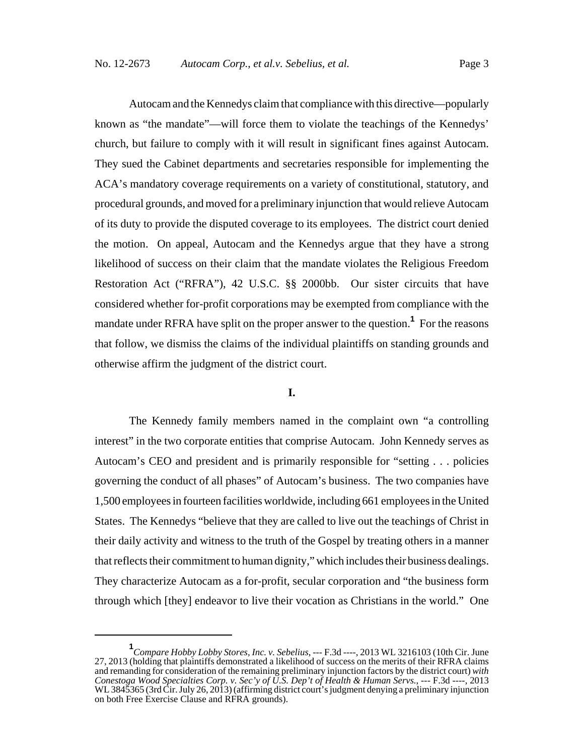Autocam and the Kennedys claim that compliance with this directive—popularly known as "the mandate"—will force them to violate the teachings of the Kennedys' church, but failure to comply with it will result in significant fines against Autocam. They sued the Cabinet departments and secretaries responsible for implementing the ACA's mandatory coverage requirements on a variety of constitutional, statutory, and procedural grounds, and moved for a preliminary injunction that would relieve Autocam of its duty to provide the disputed coverage to its employees. The district court denied the motion. On appeal, Autocam and the Kennedys argue that they have a strong likelihood of success on their claim that the mandate violates the Religious Freedom Restoration Act ("RFRA"), 42 U.S.C. §§ 2000bb. Our sister circuits that have considered whether for-profit corporations may be exempted from compliance with the mandate under RFRA have split on the proper answer to the question.[1] For the reasons that follow, we dismiss the claims of the individual plaintiffs on standing grounds and otherwise affirm the judgment of the district court.

## I.

The Kennedy family members named in the complaint own "a controlling interest" in the two corporate entities that comprise Autocam. John Kennedy serves as Autocam's CEO and president and is primarily responsible for "setting . . . policies governing the conduct of all phases" of Autocam's business. The two companies have 1,500 employees in fourteen facilities worldwide, including 661 employees in the United States. The Kennedys "believe that they are called to live out the teachings of Christ in their daily activity and witness to the truth of the Gospel by treating others in a manner that reflects their commitment to human dignity," which includes their business dealings. They characterize Autocam as a for-profit, secular corporation and "the business form through which [they] endeavor to live their vocation as Christians in the world." One

---

[1] *Compare Hobby Lobby Stores, Inc. v. Sebelius*, --- F.3d ----, 2013 WL 3216103 (10th Cir. June 27, 2013 (holding that plaintiffs demonstrated a likelihood of success on the merits of their RFRA claims and remanding for consideration of the remaining preliminary injunction factors by the district court) *with Conestoga Wood Specialties Corp. v. Sec'y of U.S. Dep't of Health & Human Servs.*, --- F.3d ----, 2013 WL 3845365 (3rd Cir. July 26, 2013) (affirming district court's judgment denying a preliminary injunction on both Free Exercise Clause and RFRA grounds).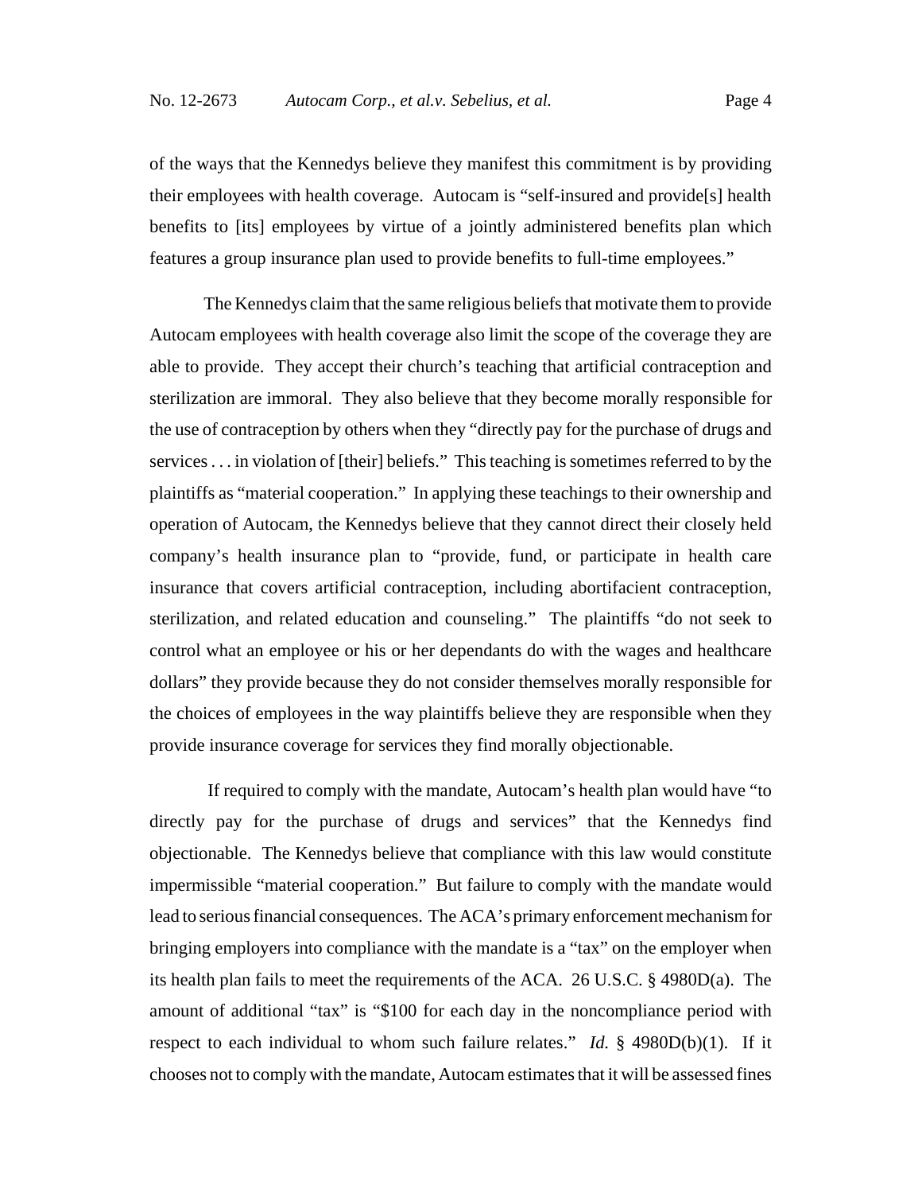of the ways that the Kennedys believe they manifest this commitment is by providing their employees with health coverage. Autocam is "self-insured and provide[s] health benefits to [its] employees by virtue of a jointly administered benefits plan which features a group insurance plan used to provide benefits to full-time employees."

The Kennedys claim that the same religious beliefs that motivate them to provide Autocam employees with health coverage also limit the scope of the coverage they are able to provide. They accept their church's teaching that artificial contraception and sterilization are immoral. They also believe that they become morally responsible for the use of contraception by others when they "directly pay for the purchase of drugs and services . . . in violation of [their] beliefs." This teaching is sometimes referred to by the plaintiffs as "material cooperation." In applying these teachings to their ownership and operation of Autocam, the Kennedys believe that they cannot direct their closely held company's health insurance plan to "provide, fund, or participate in health care insurance that covers artificial contraception, including abortifacient contraception, sterilization, and related education and counseling." The plaintiffs "do not seek to control what an employee or his or her dependants do with the wages and healthcare dollars" they provide because they do not consider themselves morally responsible for the choices of employees in the way plaintiffs believe they are responsible when they provide insurance coverage for services they find morally objectionable.

If required to comply with the mandate, Autocam's health plan would have "to directly pay for the purchase of drugs and services" that the Kennedys find objectionable. The Kennedys believe that compliance with this law would constitute impermissible "material cooperation." But failure to comply with the mandate would lead to serious financial consequences. The ACA's primary enforcement mechanism for bringing employers into compliance with the mandate is a "tax" on the employer when its health plan fails to meet the requirements of the ACA. 26 U.S.C. § 4980D(a). The amount of additional "tax" is "$100 for each day in the noncompliance period with respect to each individual to whom such failure relates." *Id.* § 4980D(b)(1). If it chooses not to comply with the mandate, Autocam estimates that it will be assessed fines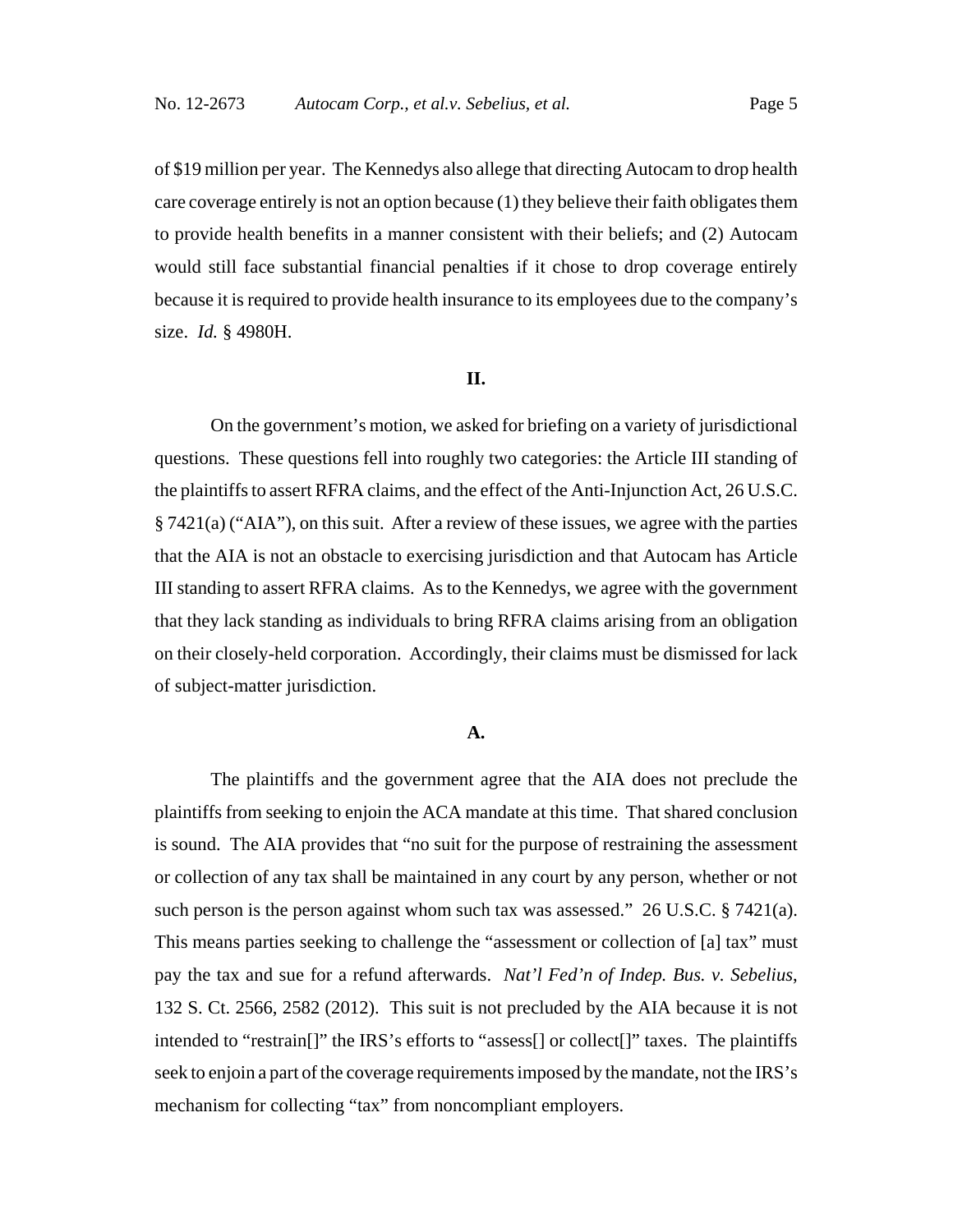of $19 million per year. The Kennedys also allege that directing Autocam to drop health care coverage entirely is not an option because (1) they believe their faith obligates them to provide health benefits in a manner consistent with their beliefs; and (2) Autocam would still face substantial financial penalties if it chose to drop coverage entirely because it is required to provide health insurance to its employees due to the company's size. *Id.* § 4980H.

## II.

On the government's motion, we asked for briefing on a variety of jurisdictional questions. These questions fell into roughly two categories: the Article III standing of the plaintiffs to assert RFRA claims, and the effect of the Anti-Injunction Act, 26 U.S.C. § 7421(a) ("AIA"), on this suit. After a review of these issues, we agree with the parties that the AIA is not an obstacle to exercising jurisdiction and that Autocam has Article III standing to assert RFRA claims. As to the Kennedys, we agree with the government that they lack standing as individuals to bring RFRA claims arising from an obligation on their closely-held corporation. Accordingly, their claims must be dismissed for lack of subject-matter jurisdiction.

### A.

The plaintiffs and the government agree that the AIA does not preclude the plaintiffs from seeking to enjoin the ACA mandate at this time. That shared conclusion is sound. The AIA provides that "no suit for the purpose of restraining the assessment or collection of any tax shall be maintained in any court by any person, whether or not such person is the person against whom such tax was assessed." 26 U.S.C. § 7421(a). This means parties seeking to challenge the "assessment or collection of [a] tax" must pay the tax and sue for a refund afterwards. *Nat'l Fed'n of Indep. Bus. v. Sebelius*, 132 S. Ct. 2566, 2582 (2012). This suit is not precluded by the AIA because it is not intended to "restrain[]" the IRS's efforts to "assess[] or collect[]" taxes. The plaintiffs seek to enjoin a part of the coverage requirements imposed by the mandate, not the IRS's mechanism for collecting "tax" from noncompliant employers.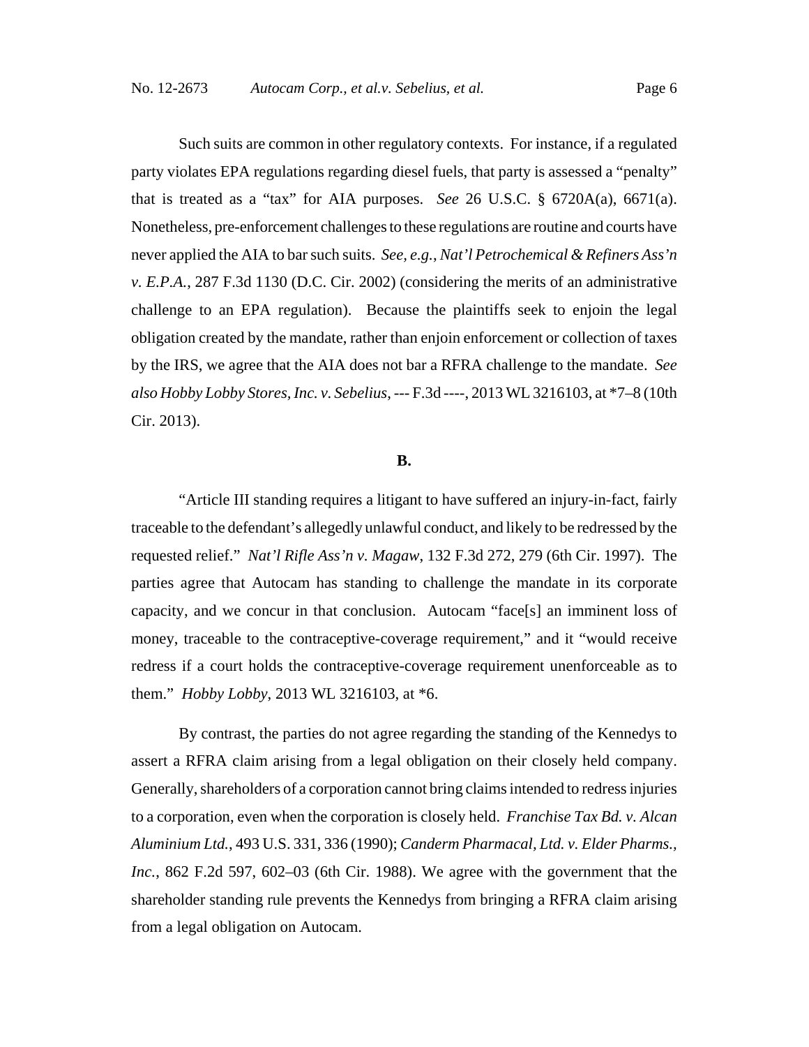Such suits are common in other regulatory contexts. For instance, if a regulated party violates EPA regulations regarding diesel fuels, that party is assessed a "penalty" that is treated as a "tax" for AIA purposes. *See* 26 U.S.C. § 6720A(a), 6671(a). Nonetheless, pre-enforcement challenges to these regulations are routine and courts have never applied the AIA to bar such suits. *See, e.g.*, *Nat'l Petrochemical & Refiners Ass'n v. E.P.A.*, 287 F.3d 1130 (D.C. Cir. 2002) (considering the merits of an administrative challenge to an EPA regulation). Because the plaintiffs seek to enjoin the legal obligation created by the mandate, rather than enjoin enforcement or collection of taxes by the IRS, we agree that the AIA does not bar a RFRA challenge to the mandate. *See also Hobby Lobby Stores, Inc. v. Sebelius*, --- F.3d ----, 2013 WL 3216103, at *7–8 (10th Cir. 2013).

**B.**

"Article III standing requires a litigant to have suffered an injury-in-fact, fairly traceable to the defendant's allegedly unlawful conduct, and likely to be redressed by the requested relief." *Nat'l Rifle Ass'n v. Magaw*, 132 F.3d 272, 279 (6th Cir. 1997). The parties agree that Autocam has standing to challenge the mandate in its corporate capacity, and we concur in that conclusion. Autocam "face[s] an imminent loss of money, traceable to the contraceptive-coverage requirement," and it "would receive redress if a court holds the contraceptive-coverage requirement unenforceable as to them." *Hobby Lobby*, 2013 WL 3216103, at *6.

By contrast, the parties do not agree regarding the standing of the Kennedys to assert a RFRA claim arising from a legal obligation on their closely held company. Generally, shareholders of a corporation cannot bring claims intended to redress injuries to a corporation, even when the corporation is closely held. *Franchise Tax Bd. v. Alcan Aluminium Ltd.*, 493 U.S. 331, 336 (1990); *Canderm Pharmacal, Ltd. v. Elder Pharms., Inc.*, 862 F.2d 597, 602–03 (6th Cir. 1988). We agree with the government that the shareholder standing rule prevents the Kennedys from bringing a RFRA claim arising from a legal obligation on Autocam.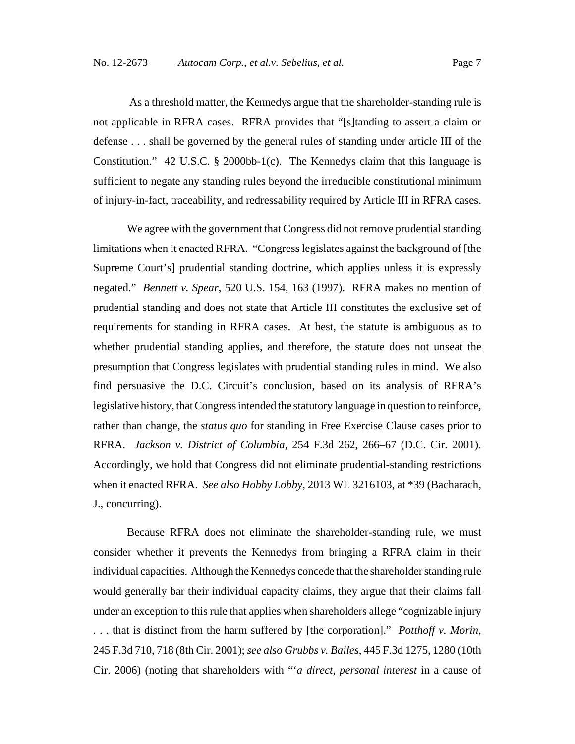As a threshold matter, the Kennedys argue that the shareholder-standing rule is not applicable in RFRA cases. RFRA provides that "[s]tanding to assert a claim or defense . . . shall be governed by the general rules of standing under article III of the Constitution." 42 U.S.C. § 2000bb-1(c). The Kennedys claim that this language is sufficient to negate any standing rules beyond the irreducible constitutional minimum of injury-in-fact, traceability, and redressability required by Article III in RFRA cases.

We agree with the government that Congress did not remove prudential standing limitations when it enacted RFRA. "Congress legislates against the background of [the Supreme Court's] prudential standing doctrine, which applies unless it is expressly negated." *Bennett v. Spear*, 520 U.S. 154, 163 (1997). RFRA makes no mention of prudential standing and does not state that Article III constitutes the exclusive set of requirements for standing in RFRA cases. At best, the statute is ambiguous as to whether prudential standing applies, and therefore, the statute does not unseat the presumption that Congress legislates with prudential standing rules in mind. We also find persuasive the D.C. Circuit's conclusion, based on its analysis of RFRA's legislative history, that Congress intended the statutory language in question to reinforce, rather than change, the *status quo* for standing in Free Exercise Clause cases prior to RFRA. *Jackson v. District of Columbia*, 254 F.3d 262, 266–67 (D.C. Cir. 2001). Accordingly, we hold that Congress did not eliminate prudential-standing restrictions when it enacted RFRA. *See also Hobby Lobby*, 2013 WL 3216103, at *39 (Bacharach, J., concurring).

Because RFRA does not eliminate the shareholder-standing rule, we must consider whether it prevents the Kennedys from bringing a RFRA claim in their individual capacities. Although the Kennedys concede that the shareholder standing rule would generally bar their individual capacity claims, they argue that their claims fall under an exception to this rule that applies when shareholders allege "cognizable injury . . . that is distinct from the harm suffered by [the corporation]." *Potthoff v. Morin*, 245 F.3d 710, 718 (8th Cir. 2001); *see also Grubbs v. Bailes*, 445 F.3d 1275, 1280 (10th Cir. 2006) (noting that shareholders with "'*a direct, personal interest* in a cause of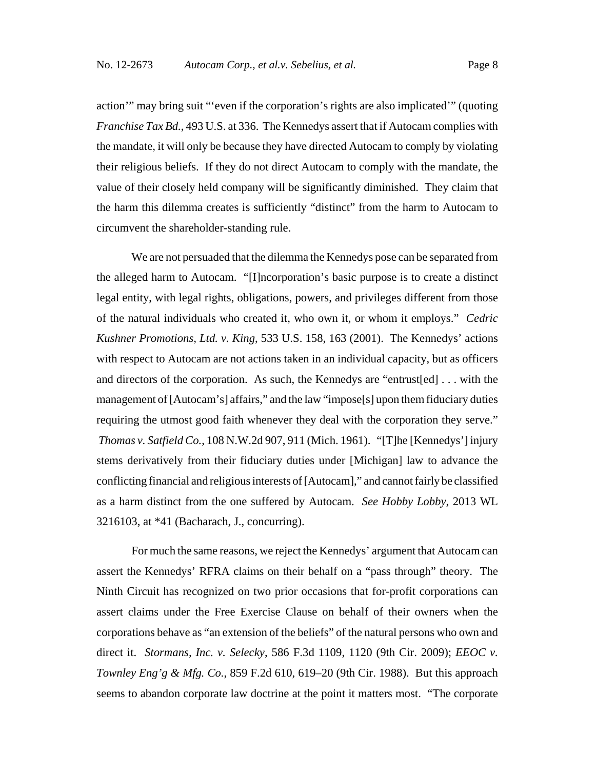action'" may bring suit "'even if the corporation's rights are also implicated'" (quoting *Franchise Tax Bd.*, 493 U.S. at 336. The Kennedys assert that if Autocam complies with the mandate, it will only be because they have directed Autocam to comply by violating their religious beliefs. If they do not direct Autocam to comply with the mandate, the value of their closely held company will be significantly diminished. They claim that the harm this dilemma creates is sufficiently "distinct" from the harm to Autocam to circumvent the shareholder-standing rule.

We are not persuaded that the dilemma the Kennedys pose can be separated from the alleged harm to Autocam. "[I]ncorporation's basic purpose is to create a distinct legal entity, with legal rights, obligations, powers, and privileges different from those of the natural individuals who created it, who own it, or whom it employs." *Cedric Kushner Promotions, Ltd. v. King*, 533 U.S. 158, 163 (2001). The Kennedys' actions with respect to Autocam are not actions taken in an individual capacity, but as officers and directors of the corporation. As such, the Kennedys are "entrust[ed] . . . with the management of [Autocam's] affairs," and the law "impose[s] upon them fiduciary duties requiring the utmost good faith whenever they deal with the corporation they serve." *Thomas v. Satfield Co.*, 108 N.W.2d 907, 911 (Mich. 1961). "[T]he [Kennedys'] injury stems derivatively from their fiduciary duties under [Michigan] law to advance the conflicting financial and religious interests of [Autocam]," and cannot fairly be classified as a harm distinct from the one suffered by Autocam. *See Hobby Lobby*, 2013 WL 3216103, at *41 (Bacharach, J., concurring).

For much the same reasons, we reject the Kennedys' argument that Autocam can assert the Kennedys' RFRA claims on their behalf on a "pass through" theory. The Ninth Circuit has recognized on two prior occasions that for-profit corporations can assert claims under the Free Exercise Clause on behalf of their owners when the corporations behave as "an extension of the beliefs" of the natural persons who own and direct it. *Stormans, Inc. v. Selecky*, 586 F.3d 1109, 1120 (9th Cir. 2009); *EEOC v. Townley Eng'g & Mfg. Co.*, 859 F.2d 610, 619–20 (9th Cir. 1988). But this approach seems to abandon corporate law doctrine at the point it matters most. "The corporate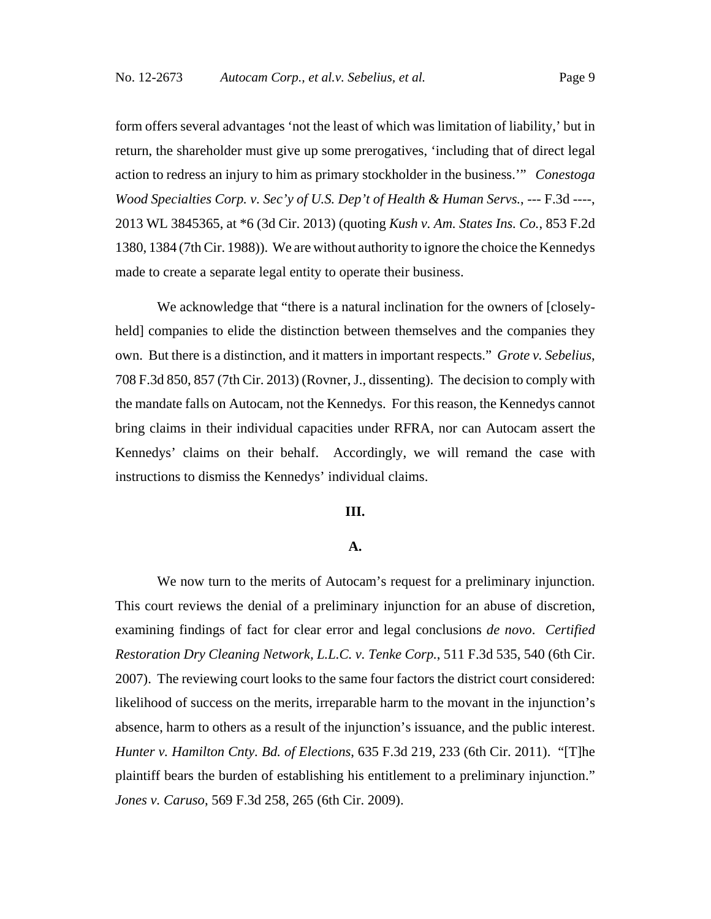form offers several advantages 'not the least of which was limitation of liability,' but in return, the shareholder must give up some prerogatives, 'including that of direct legal action to redress an injury to him as primary stockholder in the business.'" *Conestoga Wood Specialties Corp. v. Sec'y of U.S. Dep't of Health & Human Servs.*, --- F.3d ----, 2013 WL 3845365, at *6 (3d Cir. 2013) (quoting *Kush v. Am. States Ins. Co.*, 853 F.2d 1380, 1384 (7th Cir. 1988)). We are without authority to ignore the choice the Kennedys made to create a separate legal entity to operate their business.

We acknowledge that "there is a natural inclination for the owners of [closely-held] companies to elide the distinction between themselves and the companies they own. But there is a distinction, and it matters in important respects." *Grote v. Sebelius*, 708 F.3d 850, 857 (7th Cir. 2013) (Rovner, J., dissenting). The decision to comply with the mandate falls on Autocam, not the Kennedys. For this reason, the Kennedys cannot bring claims in their individual capacities under RFRA, nor can Autocam assert the Kennedys' claims on their behalf. Accordingly, we will remand the case with instructions to dismiss the Kennedys' individual claims.

## III.

### A.

We now turn to the merits of Autocam's request for a preliminary injunction. This court reviews the denial of a preliminary injunction for an abuse of discretion, examining findings of fact for clear error and legal conclusions *de novo*. *Certified Restoration Dry Cleaning Network, L.L.C. v. Tenke Corp.*, 511 F.3d 535, 540 (6th Cir. 2007). The reviewing court looks to the same four factors the district court considered: likelihood of success on the merits, irreparable harm to the movant in the injunction's absence, harm to others as a result of the injunction's issuance, and the public interest. *Hunter v. Hamilton Cnty. Bd. of Elections*, 635 F.3d 219, 233 (6th Cir. 2011). "[T]he plaintiff bears the burden of establishing his entitlement to a preliminary injunction." *Jones v. Caruso*, 569 F.3d 258, 265 (6th Cir. 2009).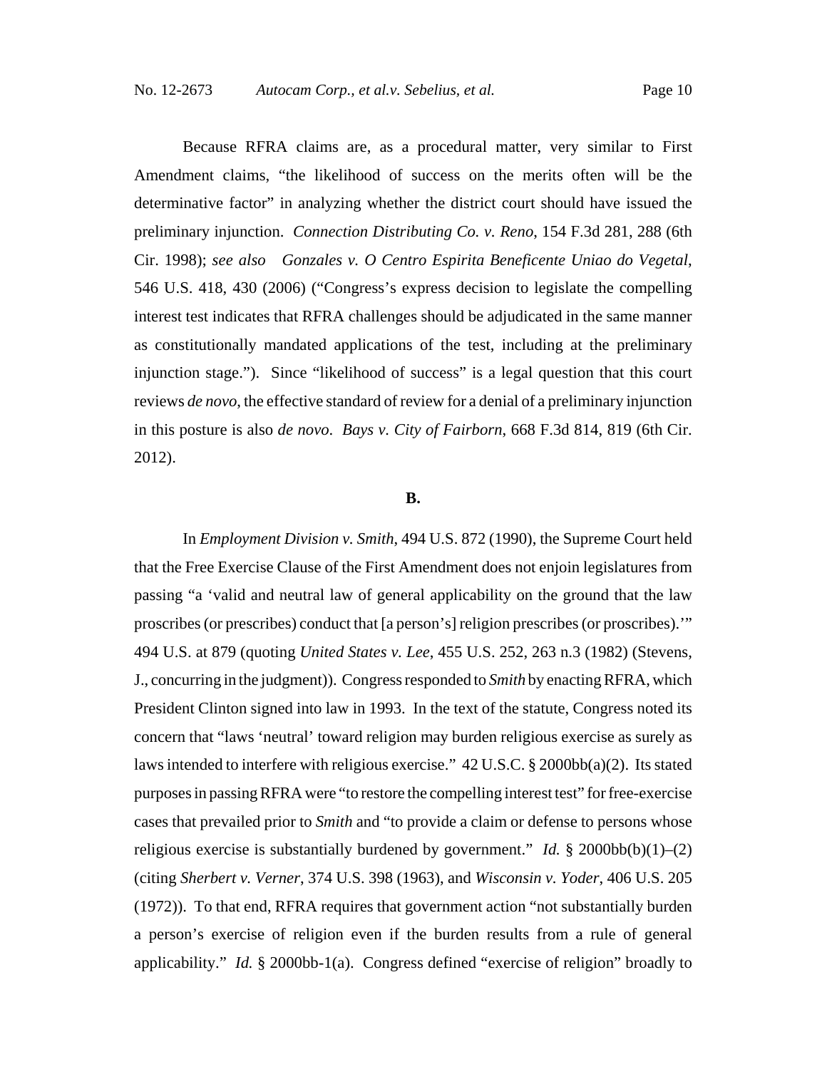Because RFRA claims are, as a procedural matter, very similar to First Amendment claims, "the likelihood of success on the merits often will be the determinative factor" in analyzing whether the district court should have issued the preliminary injunction. *Connection Distributing Co. v. Reno*, 154 F.3d 281, 288 (6th Cir. 1998); *see also Gonzales v. O Centro Espirita Beneficente Uniao do Vegetal*, 546 U.S. 418, 430 (2006) ("Congress's express decision to legislate the compelling interest test indicates that RFRA challenges should be adjudicated in the same manner as constitutionally mandated applications of the test, including at the preliminary injunction stage."). Since "likelihood of success" is a legal question that this court reviews *de novo*, the effective standard of review for a denial of a preliminary injunction in this posture is also *de novo*. *Bays v. City of Fairborn*, 668 F.3d 814, 819 (6th Cir. 2012).

**B.**

In *Employment Division v. Smith*, 494 U.S. 872 (1990), the Supreme Court held that the Free Exercise Clause of the First Amendment does not enjoin legislatures from passing "a 'valid and neutral law of general applicability on the ground that the law proscribes (or prescribes) conduct that [a person's] religion prescribes (or proscribes).'" 494 U.S. at 879 (quoting *United States v. Lee*, 455 U.S. 252, 263 n.3 (1982) (Stevens, J., concurring in the judgment)). Congress responded to *Smith* by enacting RFRA, which President Clinton signed into law in 1993. In the text of the statute, Congress noted its concern that "laws 'neutral' toward religion may burden religious exercise as surely as laws intended to interfere with religious exercise." 42 U.S.C. § 2000bb(a)(2). Its stated purposes in passing RFRA were "to restore the compelling interest test" for free-exercise cases that prevailed prior to *Smith* and "to provide a claim or defense to persons whose religious exercise is substantially burdened by government." *Id.* § 2000bb(b)(1)–(2) (citing *Sherbert v. Verner*, 374 U.S. 398 (1963), and *Wisconsin v. Yoder*, 406 U.S. 205 (1972)). To that end, RFRA requires that government action "not substantially burden a person's exercise of religion even if the burden results from a rule of general applicability." *Id.* § 2000bb-1(a). Congress defined "exercise of religion" broadly to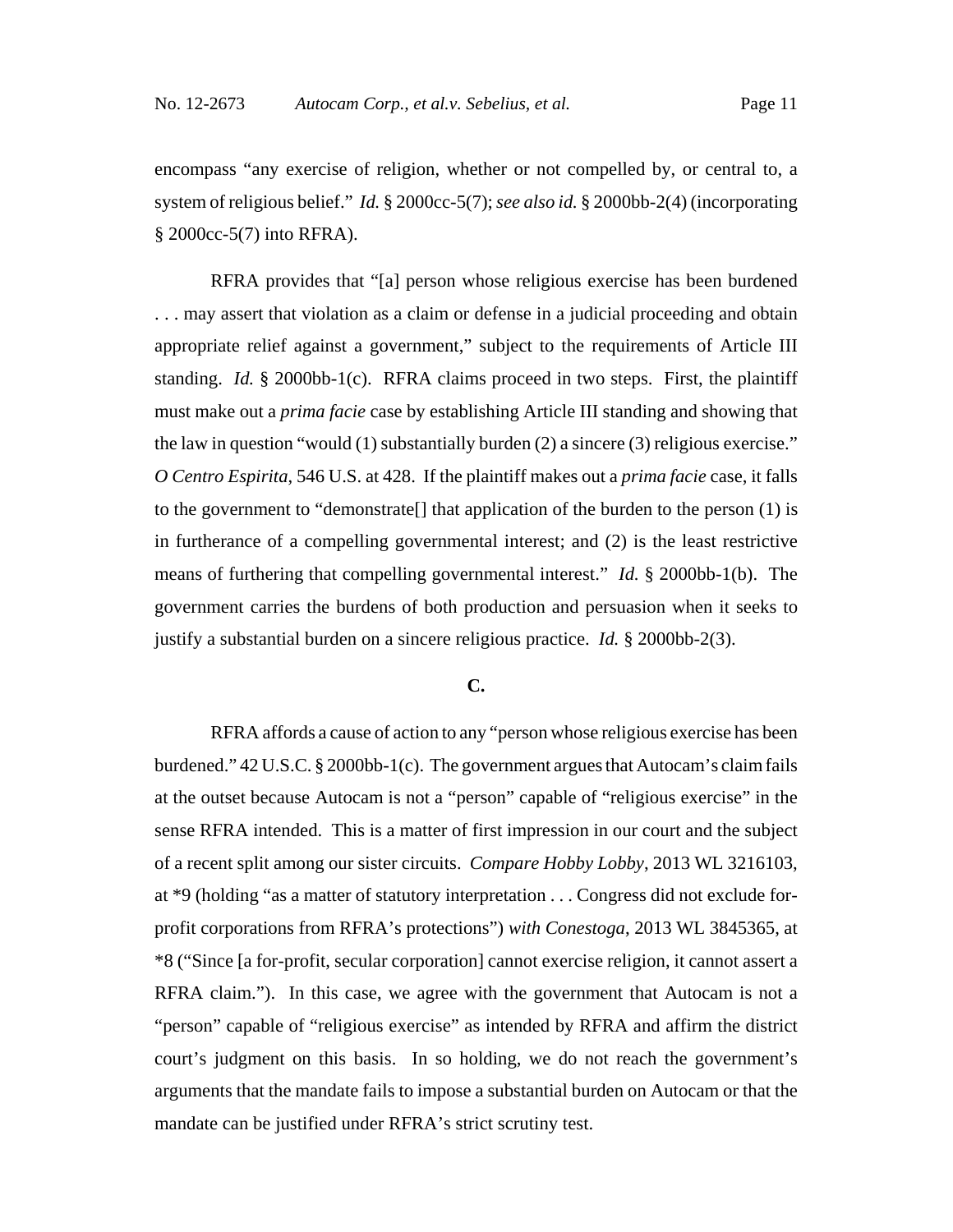encompass "any exercise of religion, whether or not compelled by, or central to, a system of religious belief." *Id.* § 2000cc-5(7); *see also id.* § 2000bb-2(4) (incorporating § 2000cc-5(7) into RFRA).

RFRA provides that "[a] person whose religious exercise has been burdened . . . may assert that violation as a claim or defense in a judicial proceeding and obtain appropriate relief against a government," subject to the requirements of Article III standing. *Id.* § 2000bb-1(c). RFRA claims proceed in two steps. First, the plaintiff must make out a *prima facie* case by establishing Article III standing and showing that the law in question "would (1) substantially burden (2) a sincere (3) religious exercise." *O Centro Espirita*, 546 U.S. at 428. If the plaintiff makes out a *prima facie* case, it falls to the government to "demonstrate[] that application of the burden to the person (1) is in furtherance of a compelling governmental interest; and (2) is the least restrictive means of furthering that compelling governmental interest." *Id.* § 2000bb-1(b). The government carries the burdens of both production and persuasion when it seeks to justify a substantial burden on a sincere religious practice. *Id.* § 2000bb-2(3).

**C.**

RFRA affords a cause of action to any "person whose religious exercise has been burdened." 42 U.S.C. § 2000bb-1(c). The government argues that Autocam's claim fails at the outset because Autocam is not a "person" capable of "religious exercise" in the sense RFRA intended. This is a matter of first impression in our court and the subject of a recent split among our sister circuits. *Compare Hobby Lobby*, 2013 WL 3216103, at *9 (holding "as a matter of statutory interpretation . . . Congress did not exclude for-profit corporations from RFRA's protections") *with Conestoga*, 2013 WL 3845365, at *8 ("Since [a for-profit, secular corporation] cannot exercise religion, it cannot assert a RFRA claim."). In this case, we agree with the government that Autocam is not a "person" capable of "religious exercise" as intended by RFRA and affirm the district court's judgment on this basis. In so holding, we do not reach the government's arguments that the mandate fails to impose a substantial burden on Autocam or that the mandate can be justified under RFRA's strict scrutiny test.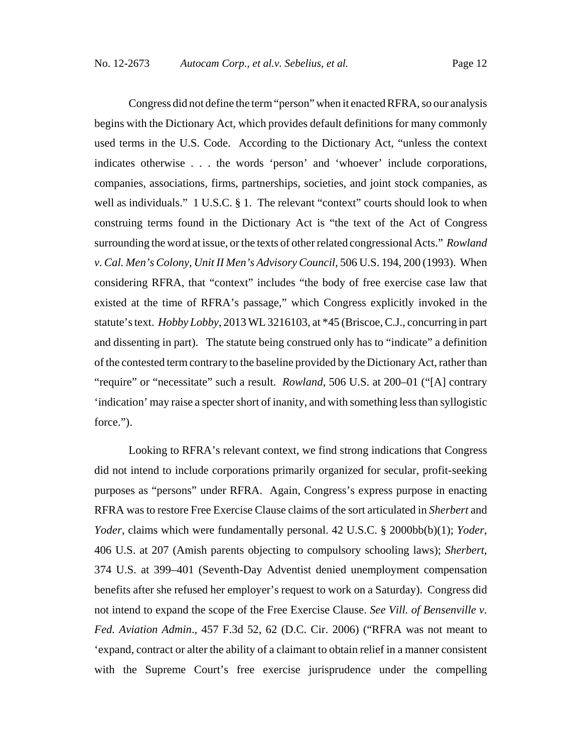Congress did not define the term "person" when it enacted RFRA, so our analysis begins with the Dictionary Act, which provides default definitions for many commonly used terms in the U.S. Code. According to the Dictionary Act, "unless the context indicates otherwise . . . the words 'person' and 'whoever' include corporations, companies, associations, firms, partnerships, societies, and joint stock companies, as well as individuals." 1 U.S.C. § 1. The relevant "context" courts should look to when construing terms found in the Dictionary Act is "the text of the Act of Congress surrounding the word at issue, or the texts of other related congressional Acts." *Rowland v. Cal. Men's Colony, Unit II Men's Advisory Council*, 506 U.S. 194, 200 (1993). When considering RFRA, that "context" includes "the body of free exercise case law that existed at the time of RFRA's passage," which Congress explicitly invoked in the statute's text. *Hobby Lobby*, 2013 WL 3216103, at *45 (Briscoe, C.J., concurring in part and dissenting in part). The statute being construed only has to "indicate" a definition of the contested term contrary to the baseline provided by the Dictionary Act, rather than "require" or "necessitate" such a result. *Rowland*, 506 U.S. at 200–01 ("[A] contrary 'indication' may raise a specter short of inanity, and with something less than syllogistic force.").

Looking to RFRA's relevant context, we find strong indications that Congress did not intend to include corporations primarily organized for secular, profit-seeking purposes as "persons" under RFRA. Again, Congress's express purpose in enacting RFRA was to restore Free Exercise Clause claims of the sort articulated in *Sherbert* and *Yoder*, claims which were fundamentally personal. 42 U.S.C. § 2000bb(b)(1); *Yoder*, 406 U.S. at 207 (Amish parents objecting to compulsory schooling laws); *Sherbert*, 374 U.S. at 399–401 (Seventh-Day Adventist denied unemployment compensation benefits after she refused her employer's request to work on a Saturday). Congress did not intend to expand the scope of the Free Exercise Clause. *See Vill. of Bensenville v. Fed. Aviation Admin*., 457 F.3d 52, 62 (D.C. Cir. 2006) ("RFRA was not meant to 'expand, contract or alter the ability of a claimant to obtain relief in a manner consistent with the Supreme Court's free exercise jurisprudence under the compelling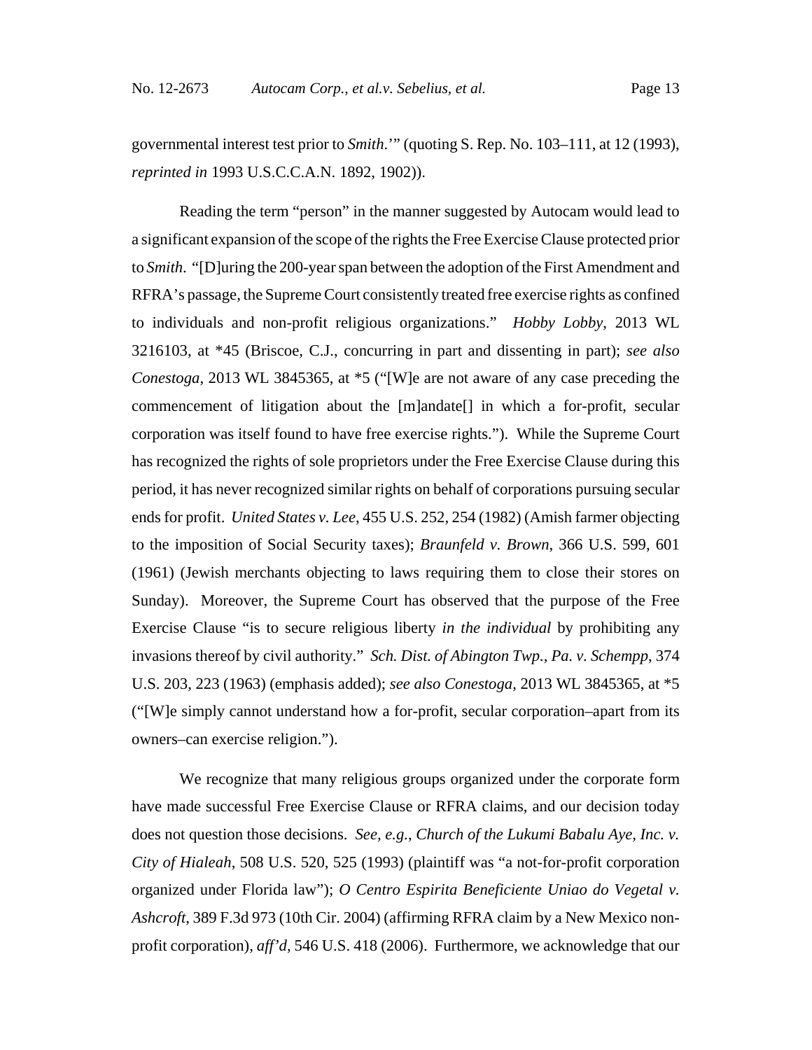governmental interest test prior to *Smith*.'" (quoting S. Rep. No. 103–111, at 12 (1993), *reprinted in* 1993 U.S.C.C.A.N. 1892, 1902)).

Reading the term "person" in the manner suggested by Autocam would lead to a significant expansion of the scope of the rights the Free Exercise Clause protected prior to *Smith*. "[D]uring the 200-year span between the adoption of the First Amendment and RFRA's passage, the Supreme Court consistently treated free exercise rights as confined to individuals and non-profit religious organizations." *Hobby Lobby*, 2013 WL 3216103, at *45 (Briscoe, C.J., concurring in part and dissenting in part); *see also Conestoga*, 2013 WL 3845365, at *5 ("[W]e are not aware of any case preceding the commencement of litigation about the [m]andate[] in which a for-profit, secular corporation was itself found to have free exercise rights."). While the Supreme Court has recognized the rights of sole proprietors under the Free Exercise Clause during this period, it has never recognized similar rights on behalf of corporations pursuing secular ends for profit. *United States v. Lee*, 455 U.S. 252, 254 (1982) (Amish farmer objecting to the imposition of Social Security taxes); *Braunfeld v. Brown*, 366 U.S. 599, 601 (1961) (Jewish merchants objecting to laws requiring them to close their stores on Sunday). Moreover, the Supreme Court has observed that the purpose of the Free Exercise Clause "is to secure religious liberty *in the individual* by prohibiting any invasions thereof by civil authority." *Sch. Dist. of Abington Twp., Pa. v. Schempp*, 374 U.S. 203, 223 (1963) (emphasis added); *see also Conestoga*, 2013 WL 3845365, at *5 ("[W]e simply cannot understand how a for-profit, secular corporation–apart from its owners–can exercise religion.").

We recognize that many religious groups organized under the corporate form have made successful Free Exercise Clause or RFRA claims, and our decision today does not question those decisions. *See, e.g.*, *Church of the Lukumi Babalu Aye, Inc. v. City of Hialeah*, 508 U.S. 520, 525 (1993) (plaintiff was "a not-for-profit corporation organized under Florida law"); *O Centro Espirita Beneficiente Uniao do Vegetal v. Ashcroft*, 389 F.3d 973 (10th Cir. 2004) (affirming RFRA claim by a New Mexico non-profit corporation), *aff'd*, 546 U.S. 418 (2006). Furthermore, we acknowledge that our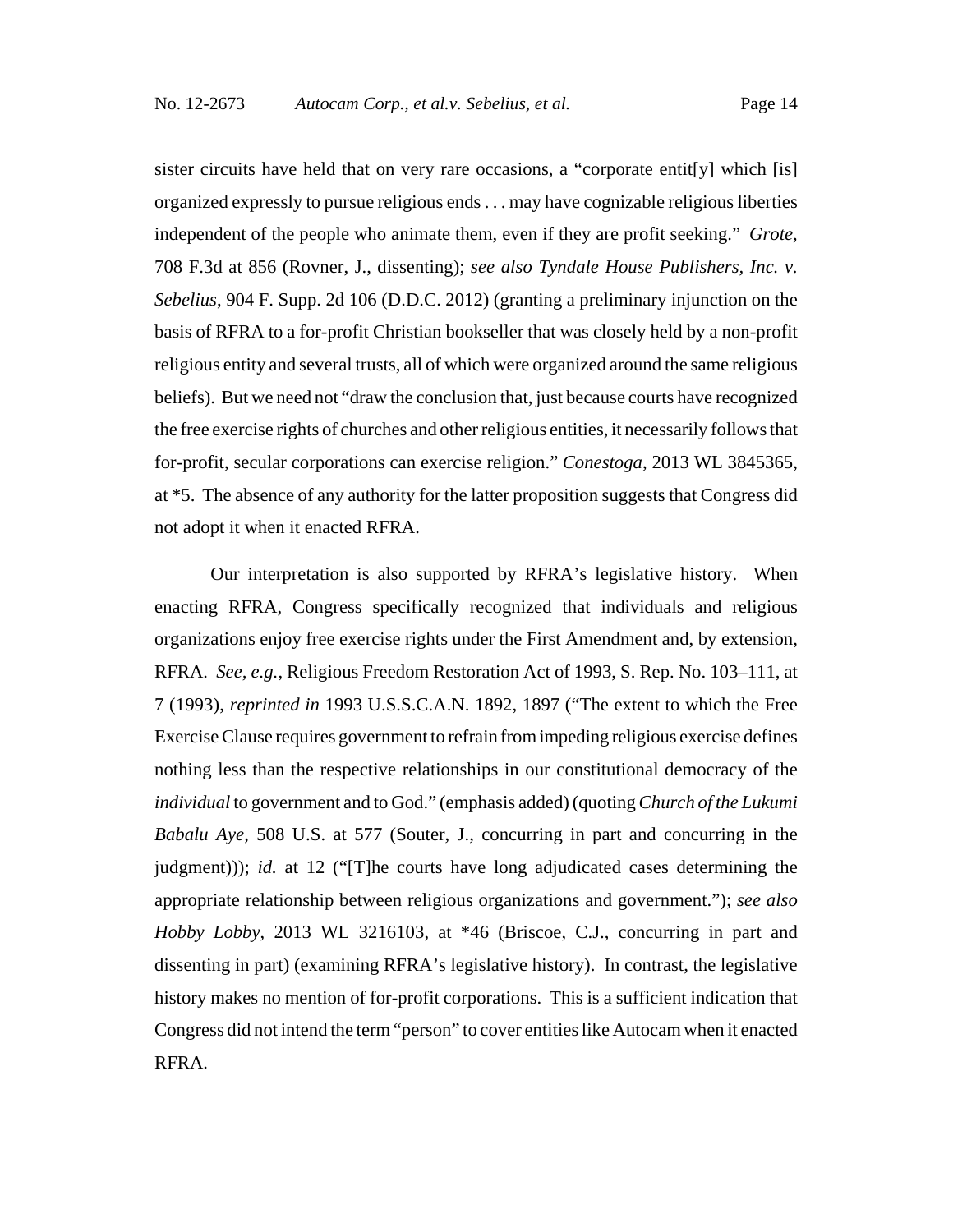sister circuits have held that on very rare occasions, a "corporate entit[y] which [is] organized expressly to pursue religious ends . . . may have cognizable religious liberties independent of the people who animate them, even if they are profit seeking." *Grote*, 708 F.3d at 856 (Rovner, J., dissenting); *see also Tyndale House Publishers, Inc. v. Sebelius*, 904 F. Supp. 2d 106 (D.D.C. 2012) (granting a preliminary injunction on the basis of RFRA to a for-profit Christian bookseller that was closely held by a non-profit religious entity and several trusts, all of which were organized around the same religious beliefs). But we need not "draw the conclusion that, just because courts have recognized the free exercise rights of churches and other religious entities, it necessarily follows that for-profit, secular corporations can exercise religion." *Conestoga*, 2013 WL 3845365, at *5. The absence of any authority for the latter proposition suggests that Congress did not adopt it when it enacted RFRA.

Our interpretation is also supported by RFRA's legislative history. When enacting RFRA, Congress specifically recognized that individuals and religious organizations enjoy free exercise rights under the First Amendment and, by extension, RFRA. *See, e.g.*, Religious Freedom Restoration Act of 1993, S. Rep. No. 103–111, at 7 (1993), *reprinted in* 1993 U.S.S.C.A.N. 1892, 1897 ("The extent to which the Free Exercise Clause requires government to refrain from impeding religious exercise defines nothing less than the respective relationships in our constitutional democracy of the *individual* to government and to God." (emphasis added) (quoting *Church of the Lukumi Babalu Aye*, 508 U.S. at 577 (Souter, J., concurring in part and concurring in the judgment))); *id.* at 12 ("[T]he courts have long adjudicated cases determining the appropriate relationship between religious organizations and government."); *see also Hobby Lobby*, 2013 WL 3216103, at *46 (Briscoe, C.J., concurring in part and dissenting in part) (examining RFRA's legislative history). In contrast, the legislative history makes no mention of for-profit corporations. This is a sufficient indication that Congress did not intend the term "person" to cover entities like Autocam when it enacted RFRA.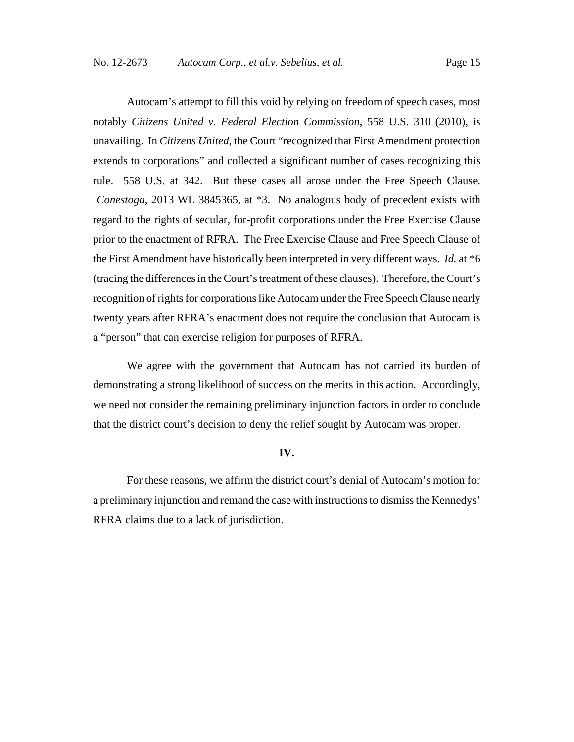Autocam's attempt to fill this void by relying on freedom of speech cases, most notably *Citizens United v. Federal Election Commission*, 558 U.S. 310 (2010), is unavailing. In *Citizens United*, the Court "recognized that First Amendment protection extends to corporations" and collected a significant number of cases recognizing this rule. 558 U.S. at 342. But these cases all arose under the Free Speech Clause. *Conestoga*, 2013 WL 3845365, at *3. No analogous body of precedent exists with regard to the rights of secular, for-profit corporations under the Free Exercise Clause prior to the enactment of RFRA. The Free Exercise Clause and Free Speech Clause of the First Amendment have historically been interpreted in very different ways. *Id.* at *6 (tracing the differences in the Court's treatment of these clauses). Therefore, the Court's recognition of rights for corporations like Autocam under the Free Speech Clause nearly twenty years after RFRA's enactment does not require the conclusion that Autocam is a "person" that can exercise religion for purposes of RFRA.

We agree with the government that Autocam has not carried its burden of demonstrating a strong likelihood of success on the merits in this action. Accordingly, we need not consider the remaining preliminary injunction factors in order to conclude that the district court's decision to deny the relief sought by Autocam was proper.

## IV.

For these reasons, we affirm the district court's denial of Autocam's motion for a preliminary injunction and remand the case with instructions to dismiss the Kennedys' RFRA claims due to a lack of jurisdiction.